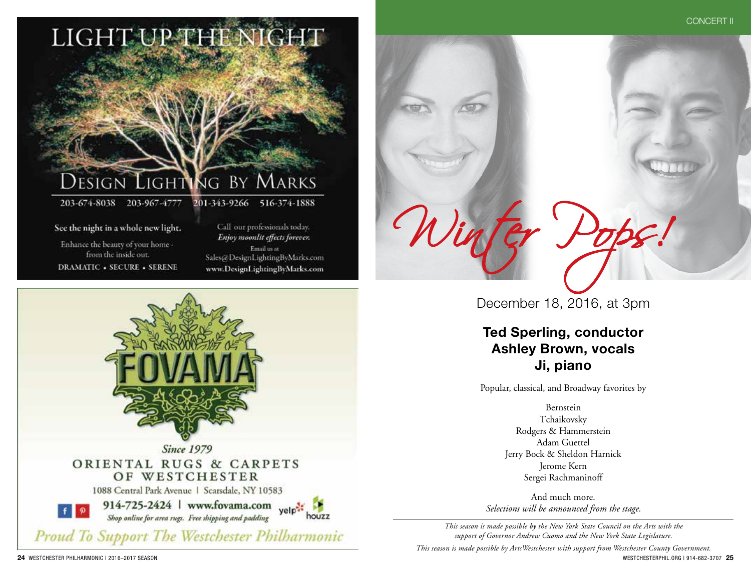# LIGHT UP THE NIGHT

## DESIGN LIGHTING BY MARKS

203-674-8038 203-967-4777 201-343-9266 516-374-1888

See the night in a whole new light.

Enhance the beauty of your home - from the inside out.

DRAMATIC • SECURE • SERENE

Call our professionals today.
*Enjoy moonlit effects forever.*

Email us at
Sales@DesignLightingByMarks.com
www.DesignLightingByMarks.com

---

## FOVAMA

*Since 1979*

ORIENTAL RUGS & CARPETS OF WESTCHESTER

1088 Central Park Avenue | Scarsdale, NY 10583

**914-725-2424 | www.fovama.com**

*Shop online for area rugs. Free shipping and padding*

*Proud To Support The Westchester Philharmonic*

---

CONCERT II

# Winter Pops!

December 18, 2016, at 3pm

**Ted Sperling, conductor**
**Ashley Brown, vocals**
**Ji, piano**

Popular, classical, and Broadway favorites by

Bernstein
Tchaikovsky
Rodgers & Hammerstein
Adam Guettel
Jerry Bock & Sheldon Harnick
Jerome Kern
Sergei Rachmaninoff

And much more.
*Selections will be announced from the stage.*

---

*This season is made possible by the New York State Council on the Arts with the support of Governor Andrew Cuomo and the New York State Legislature.*

*This season is made possible by ArtsWestchester with support from Westchester County Government.*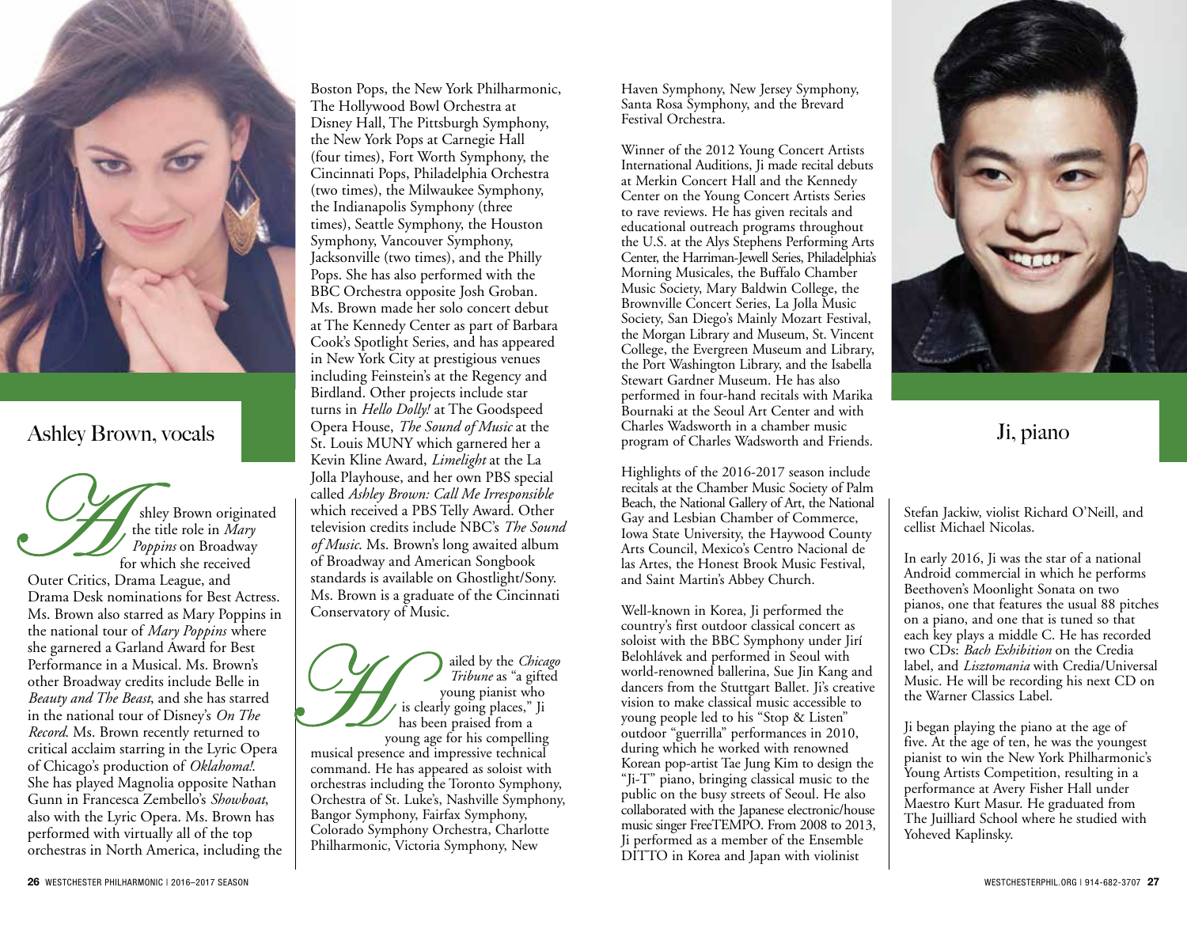## Ashley Brown, vocals

Ashley Brown originated the title role in *Mary Poppins* on Broadway for which she received Outer Critics, Drama League, and Drama Desk nominations for Best Actress. Ms. Brown also starred as Mary Poppins in the national tour of *Mary Poppins* where she garnered a Garland Award for Best Performance in a Musical. Ms. Brown's other Broadway credits include Belle in *Beauty and The Beast*, and she has starred in the national tour of Disney's *On The Record*. Ms. Brown recently returned to critical acclaim starring in the Lyric Opera of Chicago's production of *Oklahoma!*. She has played Magnolia opposite Nathan Gunn in Francesca Zembello's *Showboat*, also with the Lyric Opera. Ms. Brown has performed with virtually all of the top orchestras in North America, including the Boston Pops, the New York Philharmonic, The Hollywood Bowl Orchestra at Disney Hall, The Pittsburgh Symphony, the New York Pops at Carnegie Hall (four times), Fort Worth Symphony, the Cincinnati Pops, Philadelphia Orchestra (two times), the Milwaukee Symphony, the Indianapolis Symphony (three times), Seattle Symphony, the Houston Symphony, Vancouver Symphony, Jacksonville (two times), and the Philly Pops. She has also performed with the BBC Orchestra opposite Josh Groban. Ms. Brown made her solo concert debut at The Kennedy Center as part of Barbara Cook's Spotlight Series, and has appeared in New York City at prestigious venues including Feinstein's at the Regency and Birdland. Other projects include star turns in *Hello Dolly!* at The Goodspeed Opera House, *The Sound of Music* at the St. Louis MUNY which garnered her a Kevin Kline Award, *Limelight* at the La Jolla Playhouse, and her own PBS special called *Ashley Brown: Call Me Irresponsible* which received a PBS Telly Award. Other television credits include NBC's *The Sound of Music*. Ms. Brown's long awaited album of Broadway and American Songbook standards is available on Ghostlight/Sony. Ms. Brown is a graduate of the Cincinnati Conservatory of Music.

## Ji, piano

Hailed by the *Chicago Tribune* as "a gifted young pianist who is clearly going places," Ji has been praised from a young age for his compelling musical presence and impressive technical command. He has appeared as soloist with orchestras including the Toronto Symphony, Orchestra of St. Luke's, Nashville Symphony, Bangor Symphony, Fairfax Symphony, Colorado Symphony Orchestra, Charlotte Philharmonic, Victoria Symphony, New Haven Symphony, New Jersey Symphony, Santa Rosa Symphony, and the Brevard Festival Orchestra.

Winner of the 2012 Young Concert Artists International Auditions, Ji made recital debuts at Merkin Concert Hall and the Kennedy Center on the Young Concert Artists Series to rave reviews. He has given recitals and educational outreach programs throughout the U.S. at the Alys Stephens Performing Arts Center, the Harriman-Jewell Series, Philadelphia's Morning Musicales, the Buffalo Chamber Music Society, Mary Baldwin College, the Brownville Concert Series, La Jolla Music Society, San Diego's Mainly Mozart Festival, the Morgan Library and Museum, St. Vincent College, the Evergreen Museum and Library, the Port Washington Library, and the Isabella Stewart Gardner Museum. He has also performed in four-hand recitals with Marika Bournaki at the Seoul Art Center and with Charles Wadsworth in a chamber music program of Charles Wadsworth and Friends.

Highlights of the 2016-2017 season include recitals at the Chamber Music Society of Palm Beach, the National Gallery of Art, the National Gay and Lesbian Chamber of Commerce, Iowa State University, the Haywood County Arts Council, Mexico's Centro Nacional de las Artes, the Honest Brook Music Festival, and Saint Martin's Abbey Church.

Well-known in Korea, Ji performed the country's first outdoor classical concert as soloist with the BBC Symphony under Jirí Belohlávek and performed in Seoul with world-renowned ballerina, Sue Jin Kang and dancers from the Stuttgart Ballet. Ji's creative vision to make classical music accessible to young people led to his "Stop & Listen" outdoor "guerrilla" performances in 2010, during which he worked with renowned Korean pop-artist Tae Jung Kim to design the "Ji-T" piano, bringing classical music to the public on the busy streets of Seoul. He also collaborated with the Japanese electronic/house music singer FreeTEMPO. From 2008 to 2013, Ji performed as a member of the Ensemble DITTO in Korea and Japan with violinist Stefan Jackiw, violist Richard O'Neill, and cellist Michael Nicolas.

In early 2016, Ji was the star of a national Android commercial in which he performs Beethoven's Moonlight Sonata on two pianos, one that features the usual 88 pitches on a piano, and one that is tuned so that each key plays a middle C. He has recorded two CDs: *Bach Exhibition* on the Credia label, and *Lisztomania* with Credia/Universal Music. He will be recording his next CD on the Warner Classics Label.

Ji began playing the piano at the age of five. At the age of ten, he was the youngest pianist to win the New York Philharmonic's Young Artists Competition, resulting in a performance at Avery Fisher Hall under Maestro Kurt Masur. He graduated from The Juilliard School where he studied with Yoheved Kaplinsky.